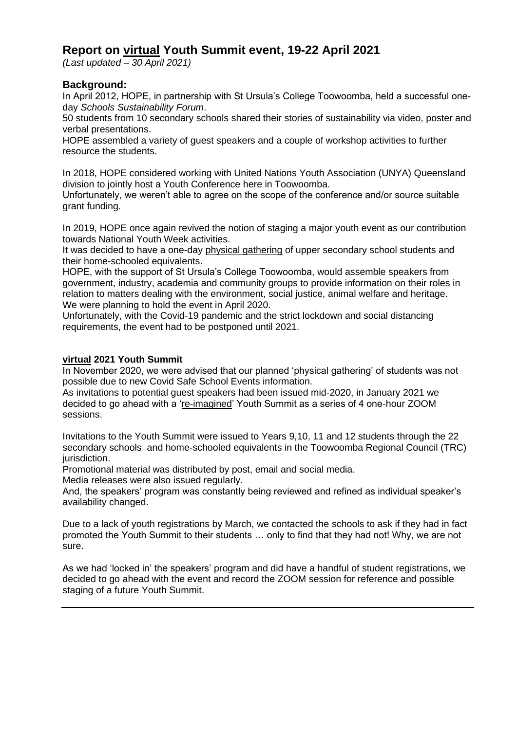# Report on <u>virtual</u> Youth Summit event, 19-22 April 2021

*(Last updated – 30 April 2021)*

## Background:

In April 2012, HOPE, in partnership with St Ursula's College Toowoomba, held a successful one-day *Schools Sustainability Forum*.
50 students from 10 secondary schools shared their stories of sustainability via video, poster and verbal presentations.
HOPE assembled a variety of guest speakers and a couple of workshop activities to further resource the students.

In 2018, HOPE considered working with United Nations Youth Association (UNYA) Queensland division to jointly host a Youth Conference here in Toowoomba.
Unfortunately, we weren't able to agree on the scope of the conference and/or source suitable grant funding.

In 2019, HOPE once again revived the notion of staging a major youth event as our contribution towards National Youth Week activities.
It was decided to have a one-day <u>physical gathering</u> of upper secondary school students and their home-schooled equivalents.
HOPE, with the support of St Ursula's College Toowoomba, would assemble speakers from government, industry, academia and community groups to provide information on their roles in relation to matters dealing with the environment, social justice, animal welfare and heritage.
We were planning to hold the event in April 2020.
Unfortunately, with the Covid-19 pandemic and the strict lockdown and social distancing requirements, the event had to be postponed until 2021.

### <u>virtual</u> 2021 Youth Summit

In November 2020, we were advised that our planned 'physical gathering' of students was not possible due to new Covid Safe School Events information.
As invitations to potential guest speakers had been issued mid-2020, in January 2021 we decided to go ahead with a '<u>re-imagined</u>' Youth Summit as a series of 4 one-hour ZOOM sessions.

Invitations to the Youth Summit were issued to Years 9,10, 11 and 12 students through the 22 secondary schools and home-schooled equivalents in the Toowoomba Regional Council (TRC) jurisdiction.
Promotional material was distributed by post, email and social media.
Media releases were also issued regularly.
And, the speakers' program was constantly being reviewed and refined as individual speaker's availability changed.

Due to a lack of youth registrations by March, we contacted the schools to ask if they had in fact promoted the Youth Summit to their students … only to find that they had not! Why, we are not sure.

As we had 'locked in' the speakers' program and did have a handful of student registrations, we decided to go ahead with the event and record the ZOOM session for reference and possible staging of a future Youth Summit.

---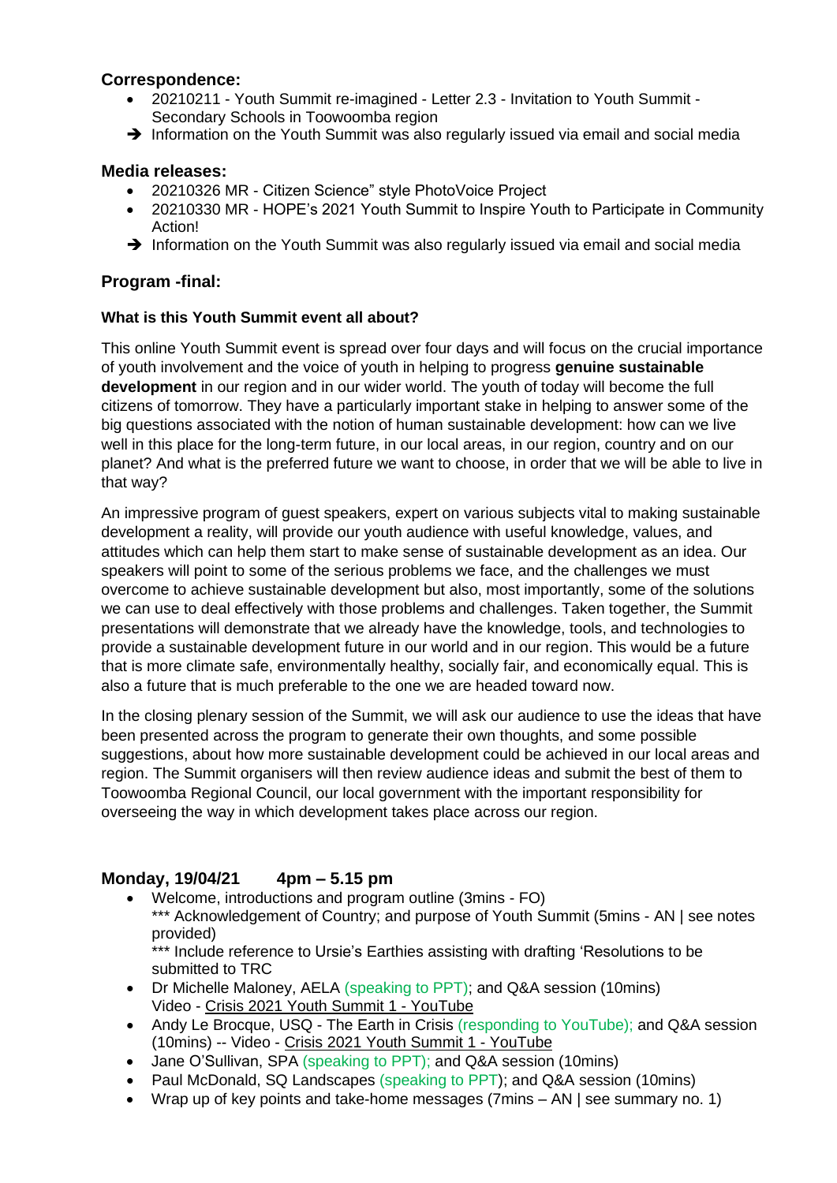### Correspondence:

- 20210211 - Youth Summit re-imagined - Letter 2.3 - Invitation to Youth Summit - Secondary Schools in Toowoomba region

➔ Information on the Youth Summit was also regularly issued via email and social media

### Media releases:

- 20210326 MR - Citizen Science" style PhotoVoice Project
- 20210330 MR - HOPE's 2021 Youth Summit to Inspire Youth to Participate in Community Action!

➔ Information on the Youth Summit was also regularly issued via email and social media

### Program -final:

#### What is this Youth Summit event all about?

This online Youth Summit event is spread over four days and will focus on the crucial importance of youth involvement and the voice of youth in helping to progress **genuine sustainable development** in our region and in our wider world. The youth of today will become the full citizens of tomorrow. They have a particularly important stake in helping to answer some of the big questions associated with the notion of human sustainable development: how can we live well in this place for the long-term future, in our local areas, in our region, country and on our planet? And what is the preferred future we want to choose, in order that we will be able to live in that way?

An impressive program of guest speakers, expert on various subjects vital to making sustainable development a reality, will provide our youth audience with useful knowledge, values, and attitudes which can help them start to make sense of sustainable development as an idea. Our speakers will point to some of the serious problems we face, and the challenges we must overcome to achieve sustainable development but also, most importantly, some of the solutions we can use to deal effectively with those problems and challenges. Taken together, the Summit presentations will demonstrate that we already have the knowledge, tools, and technologies to provide a sustainable development future in our world and in our region. This would be a future that is more climate safe, environmentally healthy, socially fair, and economically equal. This is also a future that is much preferable to the one we are headed toward now.

In the closing plenary session of the Summit, we will ask our audience to use the ideas that have been presented across the program to generate their own thoughts, and some possible suggestions, about how more sustainable development could be achieved in our local areas and region. The Summit organisers will then review audience ideas and submit the best of them to Toowoomba Regional Council, our local government with the important responsibility for overseeing the way in which development takes place across our region.

### Monday, 19/04/21 4pm – 5.15 pm

- Welcome, introductions and program outline (3mins - FO)
  *** Acknowledgement of Country; and purpose of Youth Summit (5mins - AN | see notes provided)
  *** Include reference to Ursie's Earthies assisting with drafting 'Resolutions to be submitted to TRC
- Dr Michelle Maloney, AELA (speaking to PPT); and Q&A session (10mins)
  Video - Crisis 2021 Youth Summit 1 - YouTube
- Andy Le Brocque, USQ - The Earth in Crisis (responding to YouTube); and Q&A session (10mins) -- Video - Crisis 2021 Youth Summit 1 - YouTube
- Jane O'Sullivan, SPA (speaking to PPT); and Q&A session (10mins)
- Paul McDonald, SQ Landscapes (speaking to PPT); and Q&A session (10mins)
- Wrap up of key points and take-home messages (7mins – AN | see summary no. 1)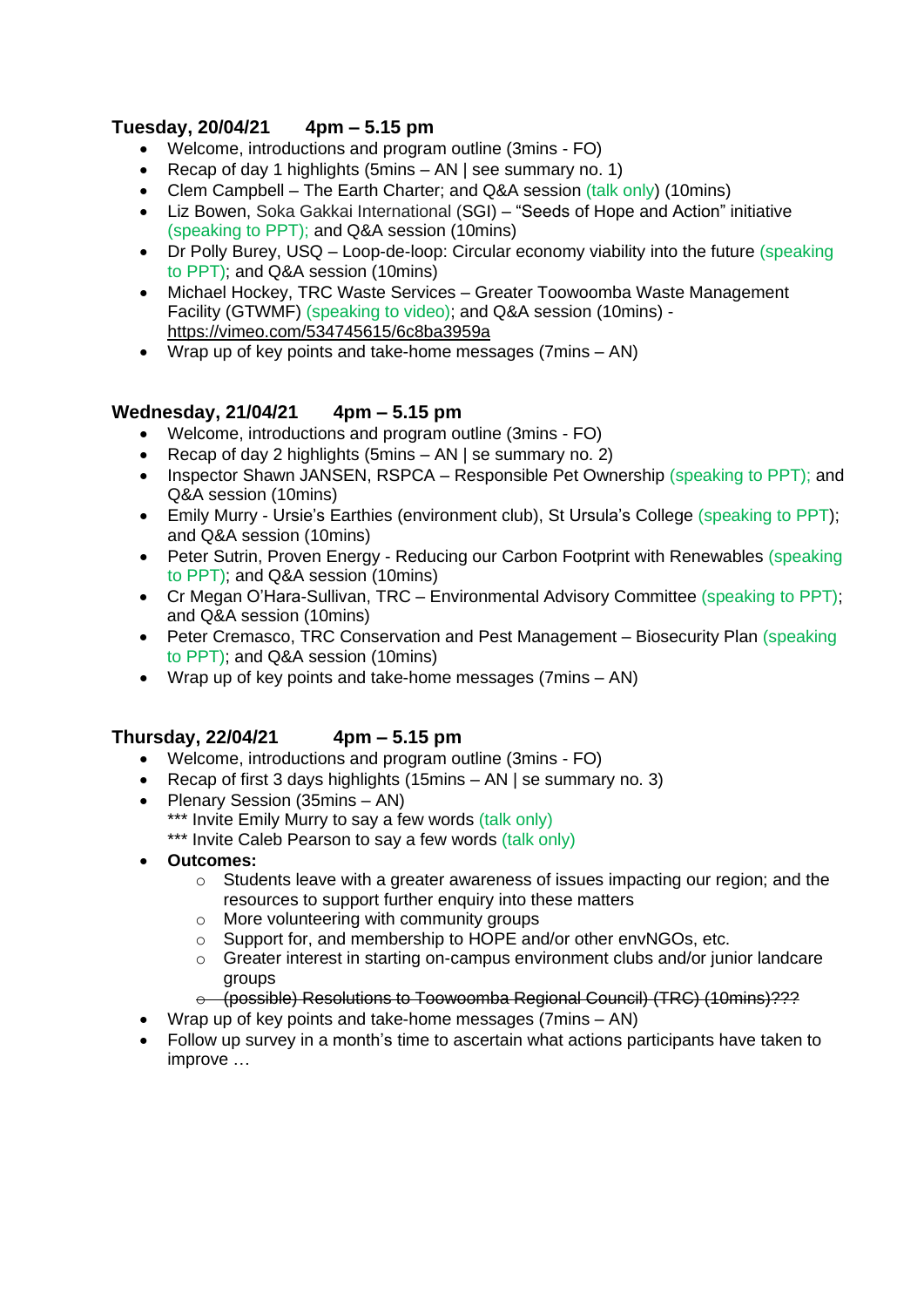**Tuesday, 20/04/21 4pm – 5.15 pm**

- Welcome, introductions and program outline (3mins - FO)
- Recap of day 1 highlights (5mins – AN | see summary no. 1)
- Clem Campbell – The Earth Charter; and Q&A session (talk only) (10mins)
- Liz Bowen, Soka Gakkai International (SGI) – "Seeds of Hope and Action" initiative (speaking to PPT); and Q&A session (10mins)
- Dr Polly Burey, USQ – Loop-de-loop: Circular economy viability into the future (speaking to PPT); and Q&A session (10mins)
- Michael Hockey, TRC Waste Services – Greater Toowoomba Waste Management Facility (GTWMF) (speaking to video); and Q&A session (10mins) - https://vimeo.com/534745615/6c8ba3959a
- Wrap up of key points and take-home messages (7mins – AN)

**Wednesday, 21/04/21 4pm – 5.15 pm**

- Welcome, introductions and program outline (3mins - FO)
- Recap of day 2 highlights (5mins – AN | se summary no. 2)
- Inspector Shawn JANSEN, RSPCA – Responsible Pet Ownership (speaking to PPT); and Q&A session (10mins)
- Emily Murry - Ursie's Earthies (environment club), St Ursula's College (speaking to PPT); and Q&A session (10mins)
- Peter Sutrin, Proven Energy - Reducing our Carbon Footprint with Renewables (speaking to PPT); and Q&A session (10mins)
- Cr Megan O'Hara-Sullivan, TRC – Environmental Advisory Committee (speaking to PPT); and Q&A session (10mins)
- Peter Cremasco, TRC Conservation and Pest Management – Biosecurity Plan (speaking to PPT); and Q&A session (10mins)
- Wrap up of key points and take-home messages (7mins – AN)

**Thursday, 22/04/21 4pm – 5.15 pm**

- Welcome, introductions and program outline (3mins - FO)
- Recap of first 3 days highlights (15mins – AN | se summary no. 3)
- Plenary Session (35mins – AN)
  *** Invite Emily Murry to say a few words (talk only)
  *** Invite Caleb Pearson to say a few words (talk only)
- **Outcomes:**
  - Students leave with a greater awareness of issues impacting our region; and the resources to support further enquiry into these matters
  - More volunteering with community groups
  - Support for, and membership to HOPE and/or other envNGOs, etc.
  - Greater interest in starting on-campus environment clubs and/or junior landcare groups
  - ~~(possible) Resolutions to Toowoomba Regional Council) (TRC) (10mins)???~~
- Wrap up of key points and take-home messages (7mins – AN)
- Follow up survey in a month's time to ascertain what actions participants have taken to improve …